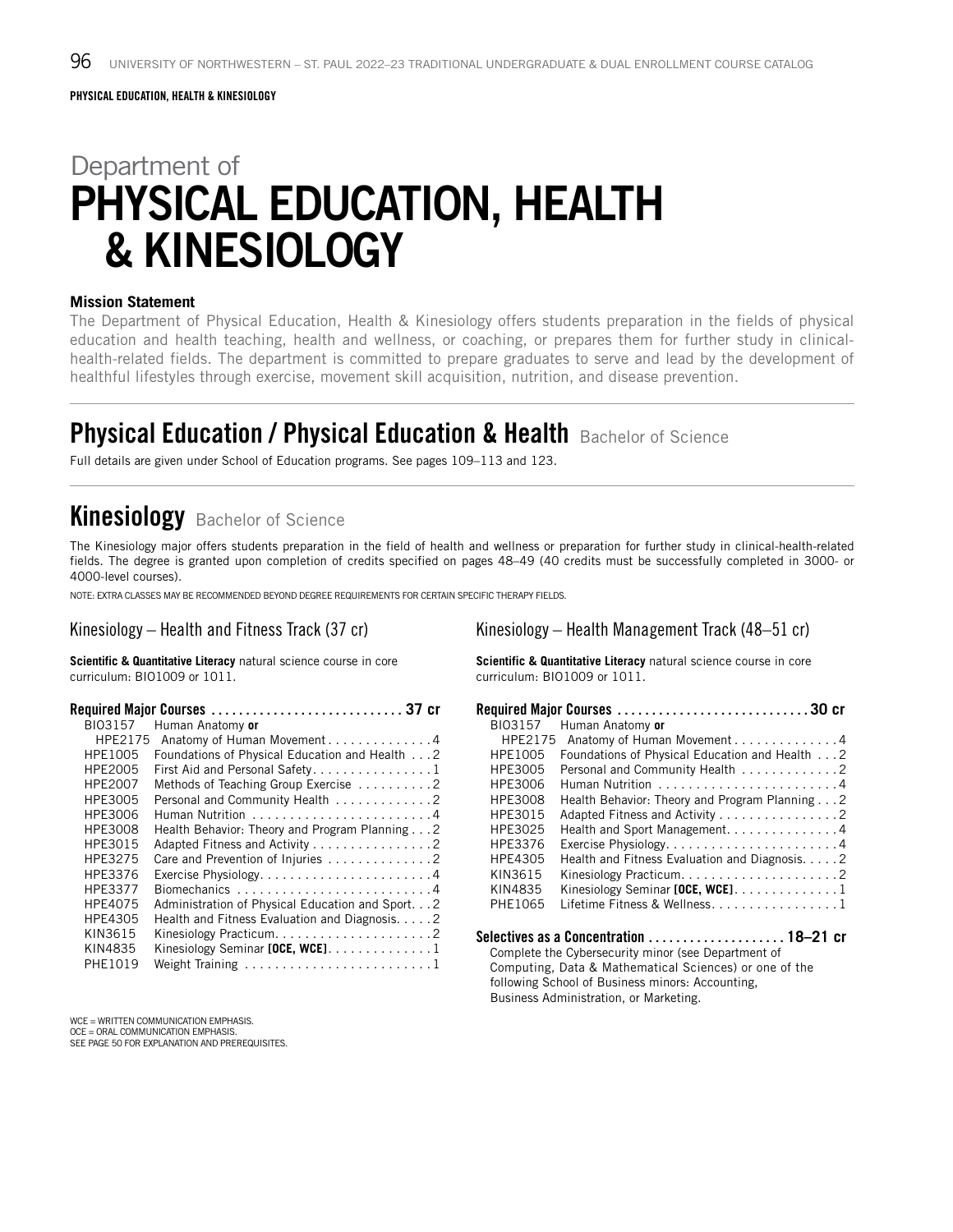PHYSICAL EDUCATION, HEALTH & KINESIOLOGY

# Department of PHYSICAL EDUCATION, HEALTH & KINESIOLOGY

**Mission Statement**

The Department of Physical Education, Health & Kinesiology offers students preparation in the fields of physical education and health teaching, health and wellness, or coaching, or prepares them for further study in clinical-health-related fields. The department is committed to prepare graduates to serve and lead by the development of healthful lifestyles through exercise, movement skill acquisition, nutrition, and disease prevention.

## Physical Education / Physical Education & Health Bachelor of Science

Full details are given under School of Education programs. See pages 109–113 and 123.

## Kinesiology Bachelor of Science

The Kinesiology major offers students preparation in the field of health and wellness or preparation for further study in clinical-health-related fields. The degree is granted upon completion of credits specified on pages 48–49 (40 credits must be successfully completed in 3000- or 4000-level courses).

NOTE: EXTRA CLASSES MAY BE RECOMMENDED BEYOND DEGREE REQUIREMENTS FOR CERTAIN SPECIFIC THERAPY FIELDS.

### Kinesiology – Health and Fitness Track (37 cr)

**Scientific & Quantitative Literacy** natural science course in core curriculum: BIO1009 or 1011.

**Required Major Courses ............................ 37 cr**

| Course | Title | Credits |
|---|---|---|
| BIO3157 | Human Anatomy **or** | |
| HPE2175 | Anatomy of Human Movement | 4 |
| HPE1005 | Foundations of Physical Education and Health | 2 |
| HPE2005 | First Aid and Personal Safety | 1 |
| HPE2007 | Methods of Teaching Group Exercise | 2 |
| HPE3005 | Personal and Community Health | 2 |
| HPE3006 | Human Nutrition | 4 |
| HPE3008 | Health Behavior: Theory and Program Planning | 2 |
| HPE3015 | Adapted Fitness and Activity | 2 |
| HPE3275 | Care and Prevention of Injuries | 2 |
| HPE3376 | Exercise Physiology | 4 |
| HPE3377 | Biomechanics | 4 |
| HPE4075 | Administration of Physical Education and Sport | 2 |
| HPE4305 | Health and Fitness Evaluation and Diagnosis | 2 |
| KIN3615 | Kinesiology Practicum | 2 |
| KIN4835 | Kinesiology Seminar **[OCE, WCE]** | 1 |
| PHE1019 | Weight Training | 1 |

WCE = WRITTEN COMMUNICATION EMPHASIS.
OCE = ORAL COMMUNICATION EMPHASIS.
SEE PAGE 50 FOR EXPLANATION AND PREREQUISITES.

### Kinesiology – Health Management Track (48–51 cr)

**Scientific & Quantitative Literacy** natural science course in core curriculum: BIO1009 or 1011.

**Required Major Courses ............................ 30 cr**

| Course | Title | Credits |
|---|---|---|
| BIO3157 | Human Anatomy **or** | |
| HPE2175 | Anatomy of Human Movement | 4 |
| HPE1005 | Foundations of Physical Education and Health | 2 |
| HPE3005 | Personal and Community Health | 2 |
| HPE3006 | Human Nutrition | 4 |
| HPE3008 | Health Behavior: Theory and Program Planning | 2 |
| HPE3015 | Adapted Fitness and Activity | 2 |
| HPE3025 | Health and Sport Management | 4 |
| HPE3376 | Exercise Physiology | 4 |
| HPE4305 | Health and Fitness Evaluation and Diagnosis | 2 |
| KIN3615 | Kinesiology Practicum | 2 |
| KIN4835 | Kinesiology Seminar **[OCE, WCE]** | 1 |
| PHE1065 | Lifetime Fitness & Wellness | 1 |

**Selectives as a Concentration .................... 18–21 cr**

Complete the Cybersecurity minor (see Department of Computing, Data & Mathematical Sciences) or one of the following School of Business minors: Accounting, Business Administration, or Marketing.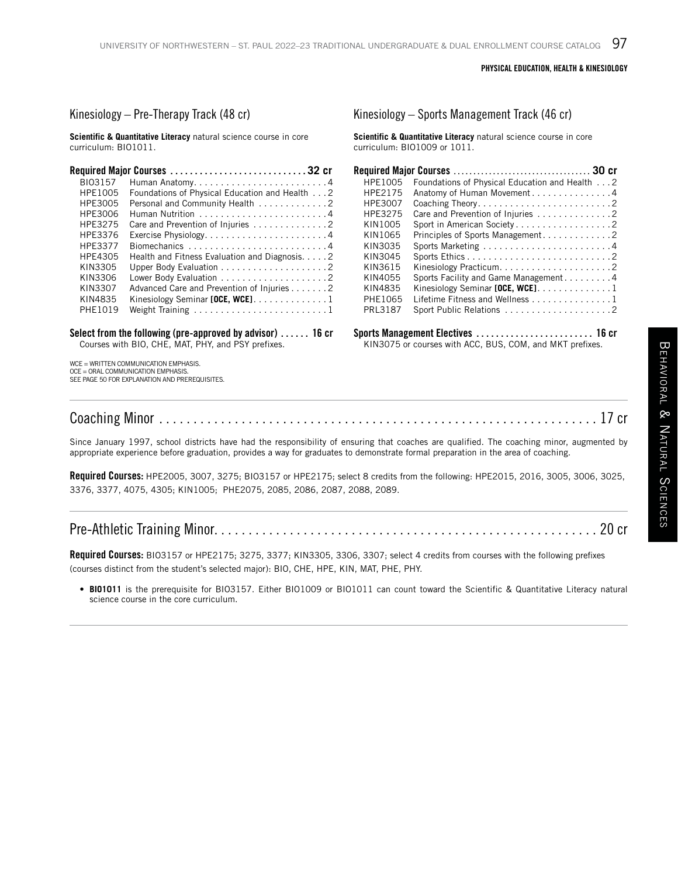## Kinesiology – Pre-Therapy Track (48 cr)

**Scientific & Quantitative Literacy** natural science course in core curriculum: BIO1011.

**Required Major Courses .......................... 32 cr**

| | | |
|---|---|---|
| BIO3157 | Human Anatomy | 4 |
| HPE1005 | Foundations of Physical Education and Health | 2 |
| HPE3005 | Personal and Community Health | 2 |
| HPE3006 | Human Nutrition | 4 |
| HPE3275 | Care and Prevention of Injuries | 2 |
| HPE3376 | Exercise Physiology | 4 |
| HPE3377 | Biomechanics | 4 |
| HPE4305 | Health and Fitness Evaluation and Diagnosis | 2 |
| KIN3305 | Upper Body Evaluation | 2 |
| KIN3306 | Lower Body Evaluation | 2 |
| KIN3307 | Advanced Care and Prevention of Injuries | 2 |
| KIN4835 | Kinesiology Seminar **[OCE, WCE]** | 1 |
| PHE1019 | Weight Training | 1 |

**Select from the following (pre-approved by advisor) ...... 16 cr**
Courses with BIO, CHE, MAT, PHY, and PSY prefixes.

WCE = WRITTEN COMMUNICATION EMPHASIS.
OCE = ORAL COMMUNICATION EMPHASIS.
SEE PAGE 50 FOR EXPLANATION AND PREREQUISITES.

## Kinesiology – Sports Management Track (46 cr)

**Scientific & Quantitative Literacy** natural science course in core curriculum: BIO1009 or 1011.

**Required Major Courses .......................... 30 cr**

| | | |
|---|---|---|
| HPE1005 | Foundations of Physical Education and Health | 2 |
| HPE2175 | Anatomy of Human Movement | 4 |
| HPE3007 | Coaching Theory | 2 |
| HPE3275 | Care and Prevention of Injuries | 2 |
| KIN1005 | Sport in American Society | 2 |
| KIN1065 | Principles of Sports Management | 2 |
| KIN3035 | Sports Marketing | 4 |
| KIN3045 | Sports Ethics | 2 |
| KIN3615 | Kinesiology Practicum | 2 |
| KIN4055 | Sports Facility and Game Management | 4 |
| KIN4835 | Kinesiology Seminar **[OCE, WCE]** | 1 |
| PHE1065 | Lifetime Fitness and Wellness | 1 |
| PRL3187 | Sport Public Relations | 2 |

**Sports Management Electives ...................... 16 cr**
KIN3075 or courses with ACC, BUS, COM, and MKT prefixes.

## Coaching Minor ........ 17 cr

Since January 1997, school districts have had the responsibility of ensuring that coaches are qualified. The coaching minor, augmented by appropriate experience before graduation, provides a way for graduates to demonstrate formal preparation in the area of coaching.

**Required Courses:** HPE2005, 3007, 3275; BIO3157 or HPE2175; select 8 credits from the following: HPE2015, 2016, 3005, 3006, 3025, 3376, 3377, 4075, 4305; KIN1005; PHE2075, 2085, 2086, 2087, 2088, 2089.

## Pre-Athletic Training Minor........ 20 cr

**Required Courses:** BIO3157 or HPE2175; 3275, 3377; KIN3305, 3306, 3307; select 4 credits from courses with the following prefixes (courses distinct from the student's selected major): BIO, CHE, HPE, KIN, MAT, PHE, PHY.

- **BIO1011** is the prerequisite for BIO3157. Either BIO1009 or BIO1011 can count toward the Scientific & Quantitative Literacy natural science course in the core curriculum.